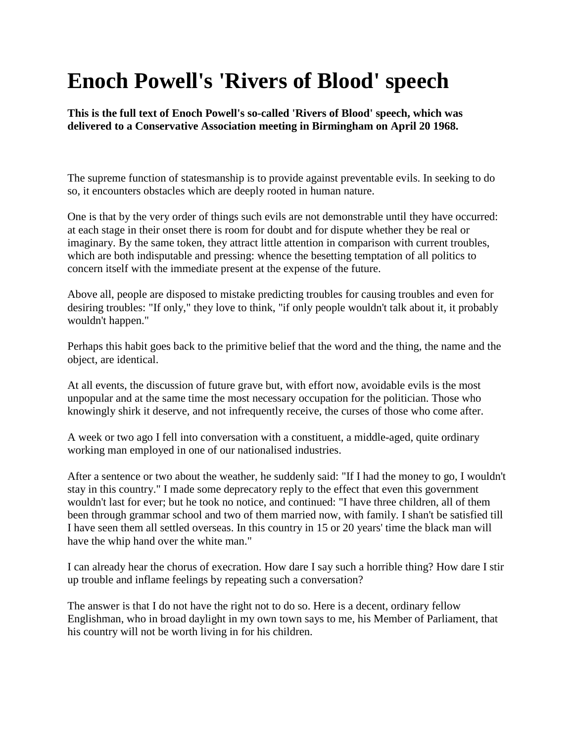# Enoch Powell's 'Rivers of Blood' speech

**This is the full text of Enoch Powell's so-called 'Rivers of Blood' speech, which was delivered to a Conservative Association meeting in Birmingham on April 20 1968.**

The supreme function of statesmanship is to provide against preventable evils. In seeking to do so, it encounters obstacles which are deeply rooted in human nature.

One is that by the very order of things such evils are not demonstrable until they have occurred: at each stage in their onset there is room for doubt and for dispute whether they be real or imaginary. By the same token, they attract little attention in comparison with current troubles, which are both indisputable and pressing: whence the besetting temptation of all politics to concern itself with the immediate present at the expense of the future.

Above all, people are disposed to mistake predicting troubles for causing troubles and even for desiring troubles: "If only," they love to think, "if only people wouldn't talk about it, it probably wouldn't happen."

Perhaps this habit goes back to the primitive belief that the word and the thing, the name and the object, are identical.

At all events, the discussion of future grave but, with effort now, avoidable evils is the most unpopular and at the same time the most necessary occupation for the politician. Those who knowingly shirk it deserve, and not infrequently receive, the curses of those who come after.

A week or two ago I fell into conversation with a constituent, a middle-aged, quite ordinary working man employed in one of our nationalised industries.

After a sentence or two about the weather, he suddenly said: "If I had the money to go, I wouldn't stay in this country." I made some deprecatory reply to the effect that even this government wouldn't last for ever; but he took no notice, and continued: "I have three children, all of them been through grammar school and two of them married now, with family. I shan't be satisfied till I have seen them all settled overseas. In this country in 15 or 20 years' time the black man will have the whip hand over the white man."

I can already hear the chorus of execration. How dare I say such a horrible thing? How dare I stir up trouble and inflame feelings by repeating such a conversation?

The answer is that I do not have the right not to do so. Here is a decent, ordinary fellow Englishman, who in broad daylight in my own town says to me, his Member of Parliament, that his country will not be worth living in for his children.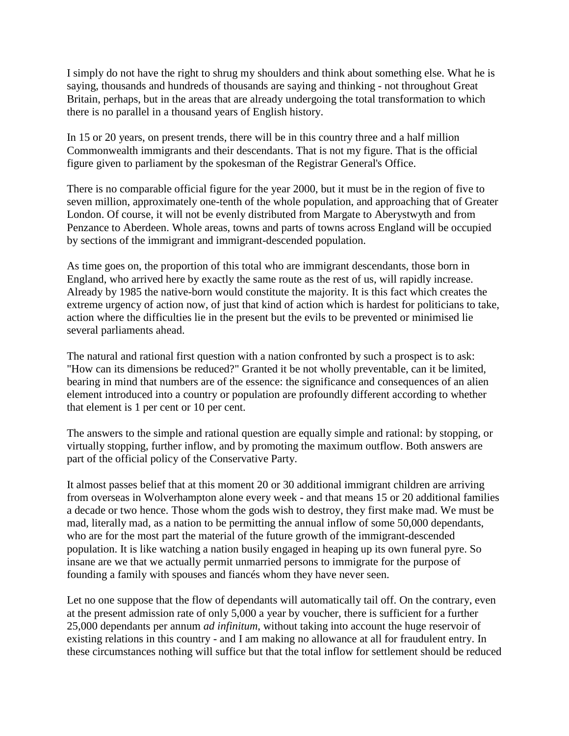I simply do not have the right to shrug my shoulders and think about something else. What he is saying, thousands and hundreds of thousands are saying and thinking - not throughout Great Britain, perhaps, but in the areas that are already undergoing the total transformation to which there is no parallel in a thousand years of English history.

In 15 or 20 years, on present trends, there will be in this country three and a half million Commonwealth immigrants and their descendants. That is not my figure. That is the official figure given to parliament by the spokesman of the Registrar General's Office.

There is no comparable official figure for the year 2000, but it must be in the region of five to seven million, approximately one-tenth of the whole population, and approaching that of Greater London. Of course, it will not be evenly distributed from Margate to Aberystwyth and from Penzance to Aberdeen. Whole areas, towns and parts of towns across England will be occupied by sections of the immigrant and immigrant-descended population.

As time goes on, the proportion of this total who are immigrant descendants, those born in England, who arrived here by exactly the same route as the rest of us, will rapidly increase. Already by 1985 the native-born would constitute the majority. It is this fact which creates the extreme urgency of action now, of just that kind of action which is hardest for politicians to take, action where the difficulties lie in the present but the evils to be prevented or minimised lie several parliaments ahead.

The natural and rational first question with a nation confronted by such a prospect is to ask: "How can its dimensions be reduced?" Granted it be not wholly preventable, can it be limited, bearing in mind that numbers are of the essence: the significance and consequences of an alien element introduced into a country or population are profoundly different according to whether that element is 1 per cent or 10 per cent.

The answers to the simple and rational question are equally simple and rational: by stopping, or virtually stopping, further inflow, and by promoting the maximum outflow. Both answers are part of the official policy of the Conservative Party.

It almost passes belief that at this moment 20 or 30 additional immigrant children are arriving from overseas in Wolverhampton alone every week - and that means 15 or 20 additional families a decade or two hence. Those whom the gods wish to destroy, they first make mad. We must be mad, literally mad, as a nation to be permitting the annual inflow of some 50,000 dependants, who are for the most part the material of the future growth of the immigrant-descended population. It is like watching a nation busily engaged in heaping up its own funeral pyre. So insane are we that we actually permit unmarried persons to immigrate for the purpose of founding a family with spouses and fiancés whom they have never seen.

Let no one suppose that the flow of dependants will automatically tail off. On the contrary, even at the present admission rate of only 5,000 a year by voucher, there is sufficient for a further 25,000 dependants per annum *ad infinitum*, without taking into account the huge reservoir of existing relations in this country - and I am making no allowance at all for fraudulent entry. In these circumstances nothing will suffice but that the total inflow for settlement should be reduced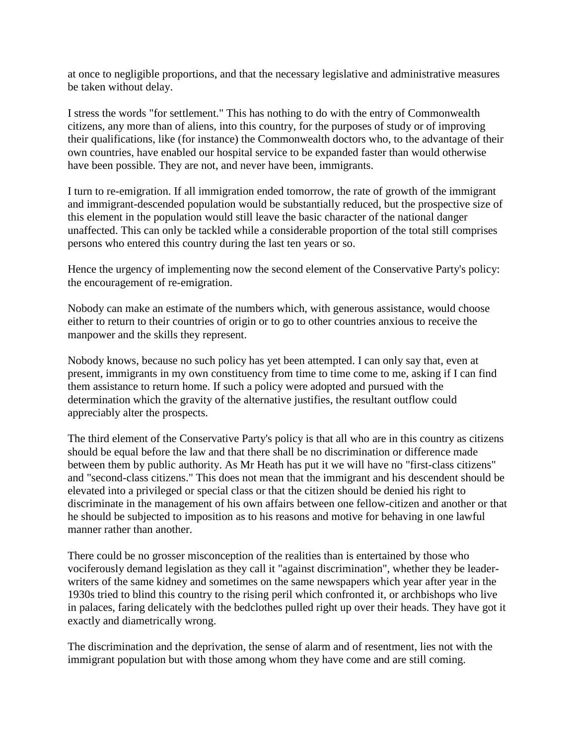at once to negligible proportions, and that the necessary legislative and administrative measures be taken without delay.

I stress the words "for settlement." This has nothing to do with the entry of Commonwealth citizens, any more than of aliens, into this country, for the purposes of study or of improving their qualifications, like (for instance) the Commonwealth doctors who, to the advantage of their own countries, have enabled our hospital service to be expanded faster than would otherwise have been possible. They are not, and never have been, immigrants.

I turn to re-emigration. If all immigration ended tomorrow, the rate of growth of the immigrant and immigrant-descended population would be substantially reduced, but the prospective size of this element in the population would still leave the basic character of the national danger unaffected. This can only be tackled while a considerable proportion of the total still comprises persons who entered this country during the last ten years or so.

Hence the urgency of implementing now the second element of the Conservative Party's policy: the encouragement of re-emigration.

Nobody can make an estimate of the numbers which, with generous assistance, would choose either to return to their countries of origin or to go to other countries anxious to receive the manpower and the skills they represent.

Nobody knows, because no such policy has yet been attempted. I can only say that, even at present, immigrants in my own constituency from time to time come to me, asking if I can find them assistance to return home. If such a policy were adopted and pursued with the determination which the gravity of the alternative justifies, the resultant outflow could appreciably alter the prospects.

The third element of the Conservative Party's policy is that all who are in this country as citizens should be equal before the law and that there shall be no discrimination or difference made between them by public authority. As Mr Heath has put it we will have no "first-class citizens" and "second-class citizens." This does not mean that the immigrant and his descendent should be elevated into a privileged or special class or that the citizen should be denied his right to discriminate in the management of his own affairs between one fellow-citizen and another or that he should be subjected to imposition as to his reasons and motive for behaving in one lawful manner rather than another.

There could be no grosser misconception of the realities than is entertained by those who vociferously demand legislation as they call it "against discrimination", whether they be leader-writers of the same kidney and sometimes on the same newspapers which year after year in the 1930s tried to blind this country to the rising peril which confronted it, or archbishops who live in palaces, faring delicately with the bedclothes pulled right up over their heads. They have got it exactly and diametrically wrong.

The discrimination and the deprivation, the sense of alarm and of resentment, lies not with the immigrant population but with those among whom they have come and are still coming.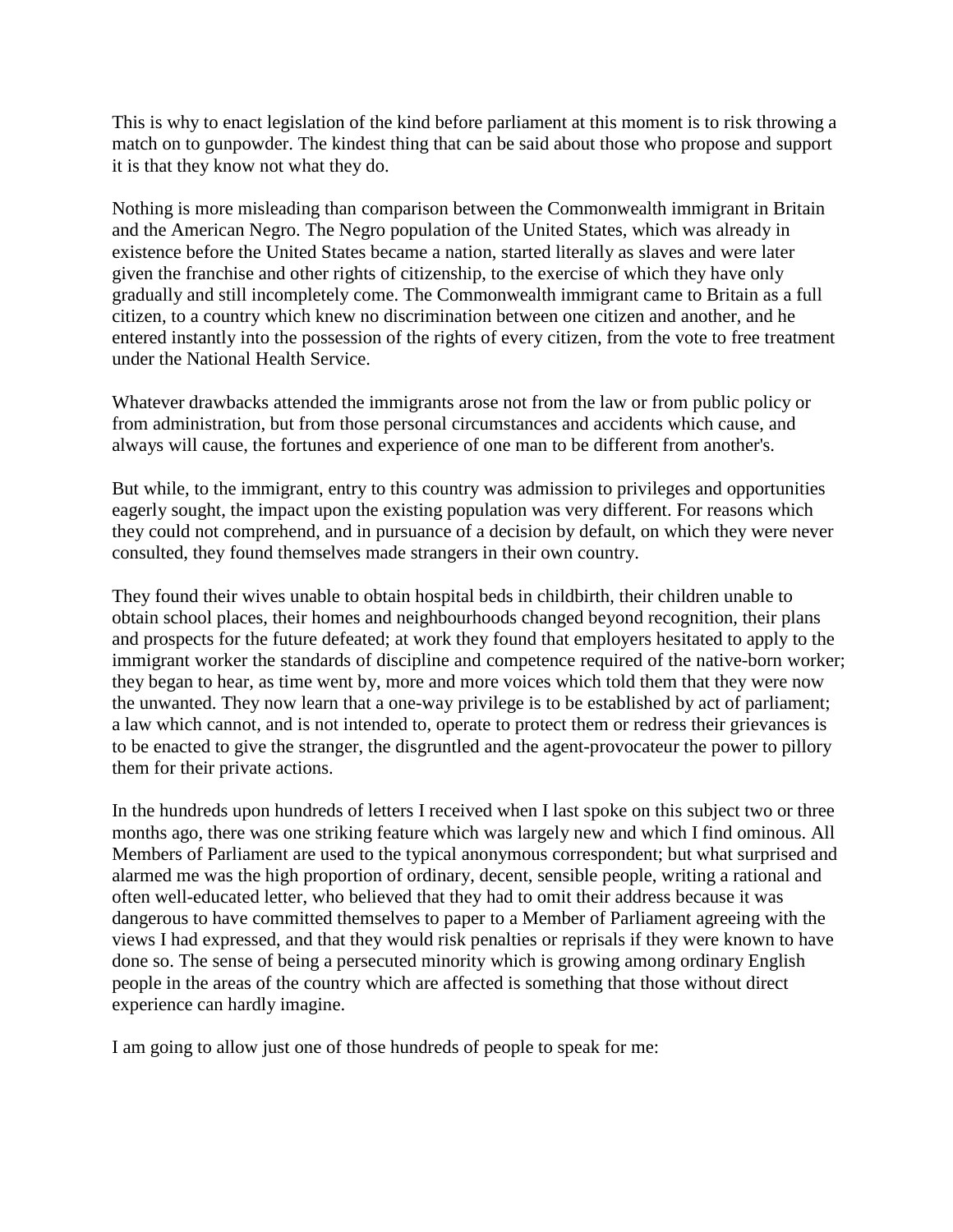This is why to enact legislation of the kind before parliament at this moment is to risk throwing a match on to gunpowder. The kindest thing that can be said about those who propose and support it is that they know not what they do.

Nothing is more misleading than comparison between the Commonwealth immigrant in Britain and the American Negro. The Negro population of the United States, which was already in existence before the United States became a nation, started literally as slaves and were later given the franchise and other rights of citizenship, to the exercise of which they have only gradually and still incompletely come. The Commonwealth immigrant came to Britain as a full citizen, to a country which knew no discrimination between one citizen and another, and he entered instantly into the possession of the rights of every citizen, from the vote to free treatment under the National Health Service.

Whatever drawbacks attended the immigrants arose not from the law or from public policy or from administration, but from those personal circumstances and accidents which cause, and always will cause, the fortunes and experience of one man to be different from another's.

But while, to the immigrant, entry to this country was admission to privileges and opportunities eagerly sought, the impact upon the existing population was very different. For reasons which they could not comprehend, and in pursuance of a decision by default, on which they were never consulted, they found themselves made strangers in their own country.

They found their wives unable to obtain hospital beds in childbirth, their children unable to obtain school places, their homes and neighbourhoods changed beyond recognition, their plans and prospects for the future defeated; at work they found that employers hesitated to apply to the immigrant worker the standards of discipline and competence required of the native-born worker; they began to hear, as time went by, more and more voices which told them that they were now the unwanted. They now learn that a one-way privilege is to be established by act of parliament; a law which cannot, and is not intended to, operate to protect them or redress their grievances is to be enacted to give the stranger, the disgruntled and the agent-provocateur the power to pillory them for their private actions.

In the hundreds upon hundreds of letters I received when I last spoke on this subject two or three months ago, there was one striking feature which was largely new and which I find ominous. All Members of Parliament are used to the typical anonymous correspondent; but what surprised and alarmed me was the high proportion of ordinary, decent, sensible people, writing a rational and often well-educated letter, who believed that they had to omit their address because it was dangerous to have committed themselves to paper to a Member of Parliament agreeing with the views I had expressed, and that they would risk penalties or reprisals if they were known to have done so. The sense of being a persecuted minority which is growing among ordinary English people in the areas of the country which are affected is something that those without direct experience can hardly imagine.

I am going to allow just one of those hundreds of people to speak for me: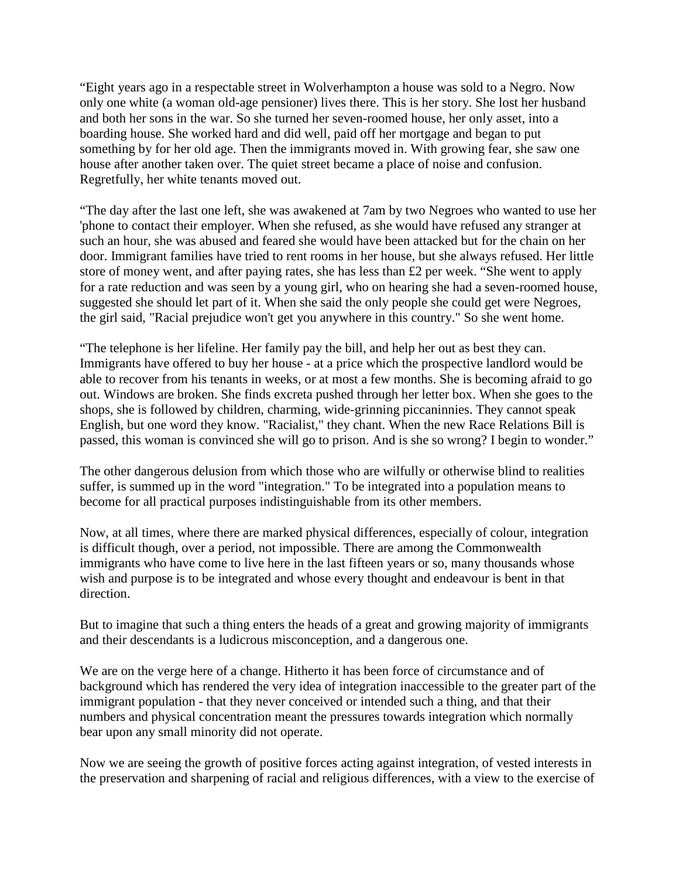"Eight years ago in a respectable street in Wolverhampton a house was sold to a Negro. Now only one white (a woman old-age pensioner) lives there. This is her story. She lost her husband and both her sons in the war. So she turned her seven-roomed house, her only asset, into a boarding house. She worked hard and did well, paid off her mortgage and began to put something by for her old age. Then the immigrants moved in. With growing fear, she saw one house after another taken over. The quiet street became a place of noise and confusion. Regretfully, her white tenants moved out.

"The day after the last one left, she was awakened at 7am by two Negroes who wanted to use her 'phone to contact their employer. When she refused, as she would have refused any stranger at such an hour, she was abused and feared she would have been attacked but for the chain on her door. Immigrant families have tried to rent rooms in her house, but she always refused. Her little store of money went, and after paying rates, she has less than £2 per week. "She went to apply for a rate reduction and was seen by a young girl, who on hearing she had a seven-roomed house, suggested she should let part of it. When she said the only people she could get were Negroes, the girl said, "Racial prejudice won't get you anywhere in this country." So she went home.

"The telephone is her lifeline. Her family pay the bill, and help her out as best they can. Immigrants have offered to buy her house - at a price which the prospective landlord would be able to recover from his tenants in weeks, or at most a few months. She is becoming afraid to go out. Windows are broken. She finds excreta pushed through her letter box. When she goes to the shops, she is followed by children, charming, wide-grinning piccaninnies. They cannot speak English, but one word they know. "Racialist," they chant. When the new Race Relations Bill is passed, this woman is convinced she will go to prison. And is she so wrong? I begin to wonder."

The other dangerous delusion from which those who are wilfully or otherwise blind to realities suffer, is summed up in the word "integration." To be integrated into a population means to become for all practical purposes indistinguishable from its other members.

Now, at all times, where there are marked physical differences, especially of colour, integration is difficult though, over a period, not impossible. There are among the Commonwealth immigrants who have come to live here in the last fifteen years or so, many thousands whose wish and purpose is to be integrated and whose every thought and endeavour is bent in that direction.

But to imagine that such a thing enters the heads of a great and growing majority of immigrants and their descendants is a ludicrous misconception, and a dangerous one.

We are on the verge here of a change. Hitherto it has been force of circumstance and of background which has rendered the very idea of integration inaccessible to the greater part of the immigrant population - that they never conceived or intended such a thing, and that their numbers and physical concentration meant the pressures towards integration which normally bear upon any small minority did not operate.

Now we are seeing the growth of positive forces acting against integration, of vested interests in the preservation and sharpening of racial and religious differences, with a view to the exercise of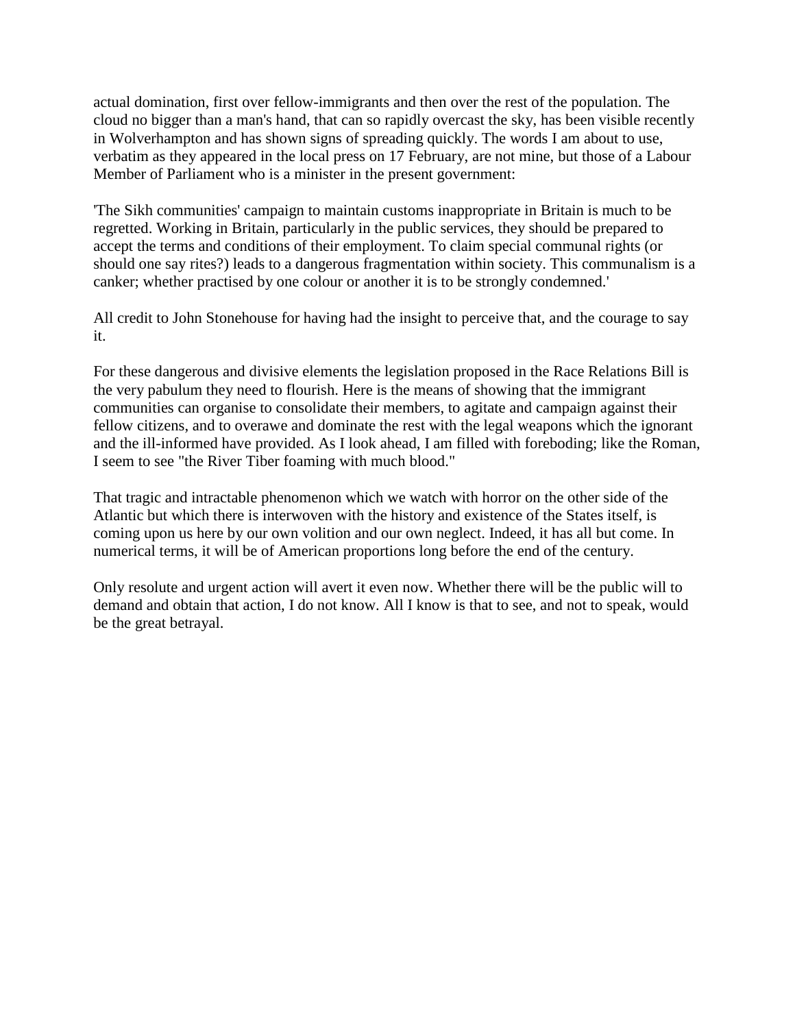actual domination, first over fellow-immigrants and then over the rest of the population. The cloud no bigger than a man's hand, that can so rapidly overcast the sky, has been visible recently in Wolverhampton and has shown signs of spreading quickly. The words I am about to use, verbatim as they appeared in the local press on 17 February, are not mine, but those of a Labour Member of Parliament who is a minister in the present government:

'The Sikh communities' campaign to maintain customs inappropriate in Britain is much to be regretted. Working in Britain, particularly in the public services, they should be prepared to accept the terms and conditions of their employment. To claim special communal rights (or should one say rites?) leads to a dangerous fragmentation within society. This communalism is a canker; whether practised by one colour or another it is to be strongly condemned.'

All credit to John Stonehouse for having had the insight to perceive that, and the courage to say it.

For these dangerous and divisive elements the legislation proposed in the Race Relations Bill is the very pabulum they need to flourish. Here is the means of showing that the immigrant communities can organise to consolidate their members, to agitate and campaign against their fellow citizens, and to overawe and dominate the rest with the legal weapons which the ignorant and the ill-informed have provided. As I look ahead, I am filled with foreboding; like the Roman, I seem to see "the River Tiber foaming with much blood."

That tragic and intractable phenomenon which we watch with horror on the other side of the Atlantic but which there is interwoven with the history and existence of the States itself, is coming upon us here by our own volition and our own neglect. Indeed, it has all but come. In numerical terms, it will be of American proportions long before the end of the century.

Only resolute and urgent action will avert it even now. Whether there will be the public will to demand and obtain that action, I do not know. All I know is that to see, and not to speak, would be the great betrayal.